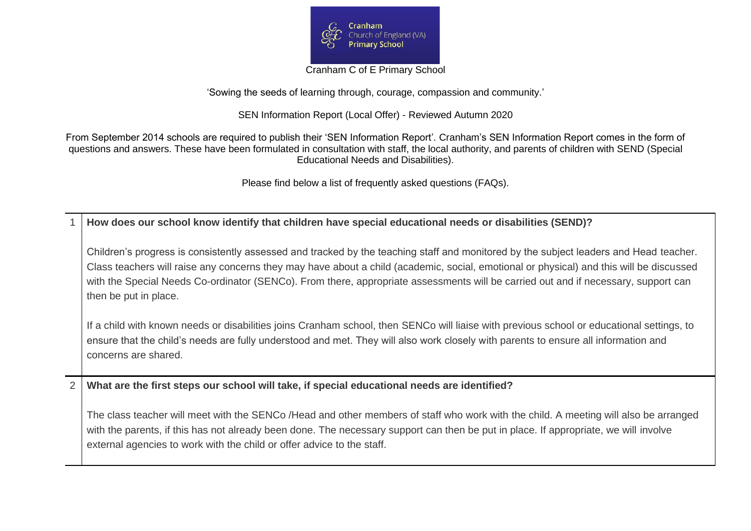Cranham C of E Primary School

'Sowing the seeds of learning through, courage, compassion and community.'

SEN Information Report (Local Offer) - Reviewed Autumn 2020

From September 2014 schools are required to publish their 'SEN Information Report'. Cranham's SEN Information Report comes in the form of questions and answers. These have been formulated in consultation with staff, the local authority, and parents of children with SEND (Special Educational Needs and Disabilities).

Please find below a list of frequently asked questions (FAQs).

| | |
|---|---|
| 1 | **How does our school know identify that children have special educational needs or disabilities (SEND)?**<br><br>Children's progress is consistently assessed and tracked by the teaching staff and monitored by the subject leaders and Head teacher. Class teachers will raise any concerns they may have about a child (academic, social, emotional or physical) and this will be discussed with the Special Needs Co-ordinator (SENCo). From there, appropriate assessments will be carried out and if necessary, support can then be put in place.<br><br>If a child with known needs or disabilities joins Cranham school, then SENCo will liaise with previous school or educational settings, to ensure that the child's needs are fully understood and met. They will also work closely with parents to ensure all information and concerns are shared. |
| 2 | **What are the first steps our school will take, if special educational needs are identified?**<br><br>The class teacher will meet with the SENCo /Head and other members of staff who work with the child. A meeting will also be arranged with the parents, if this has not already been done. The necessary support can then be put in place. If appropriate, we will involve external agencies to work with the child or offer advice to the staff. |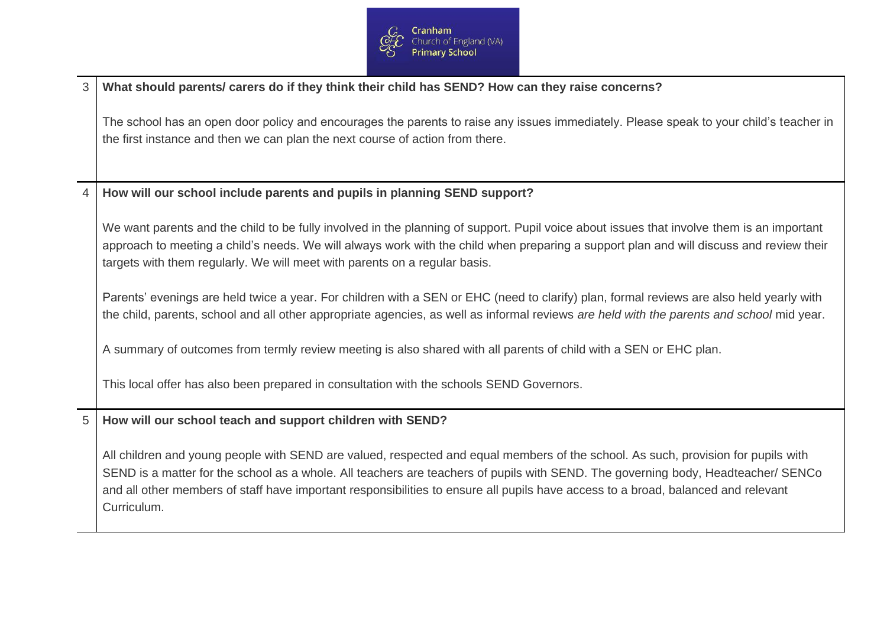| | |
|---|---|
| 3 | **What should parents/ carers do if they think their child has SEND? How can they raise concerns?**<br><br>The school has an open door policy and encourages the parents to raise any issues immediately. Please speak to your child's teacher in the first instance and then we can plan the next course of action from there. |
| 4 | **How will our school include parents and pupils in planning SEND support?**<br><br>We want parents and the child to be fully involved in the planning of support. Pupil voice about issues that involve them is an important approach to meeting a child's needs. We will always work with the child when preparing a support plan and will discuss and review their targets with them regularly. We will meet with parents on a regular basis.<br><br>Parents' evenings are held twice a year. For children with a SEN or EHC (need to clarify) plan, formal reviews are also held yearly with the child, parents, school and all other appropriate agencies, as well as informal reviews *are held with the parents and school* mid year.<br><br>A summary of outcomes from termly review meeting is also shared with all parents of child with a SEN or EHC plan.<br><br>This local offer has also been prepared in consultation with the schools SEND Governors. |
| 5 | **How will our school teach and support children with SEND?**<br><br>All children and young people with SEND are valued, respected and equal members of the school. As such, provision for pupils with SEND is a matter for the school as a whole. All teachers are teachers of pupils with SEND. The governing body, Headteacher/ SENCo and all other members of staff have important responsibilities to ensure all pupils have access to a broad, balanced and relevant Curriculum. |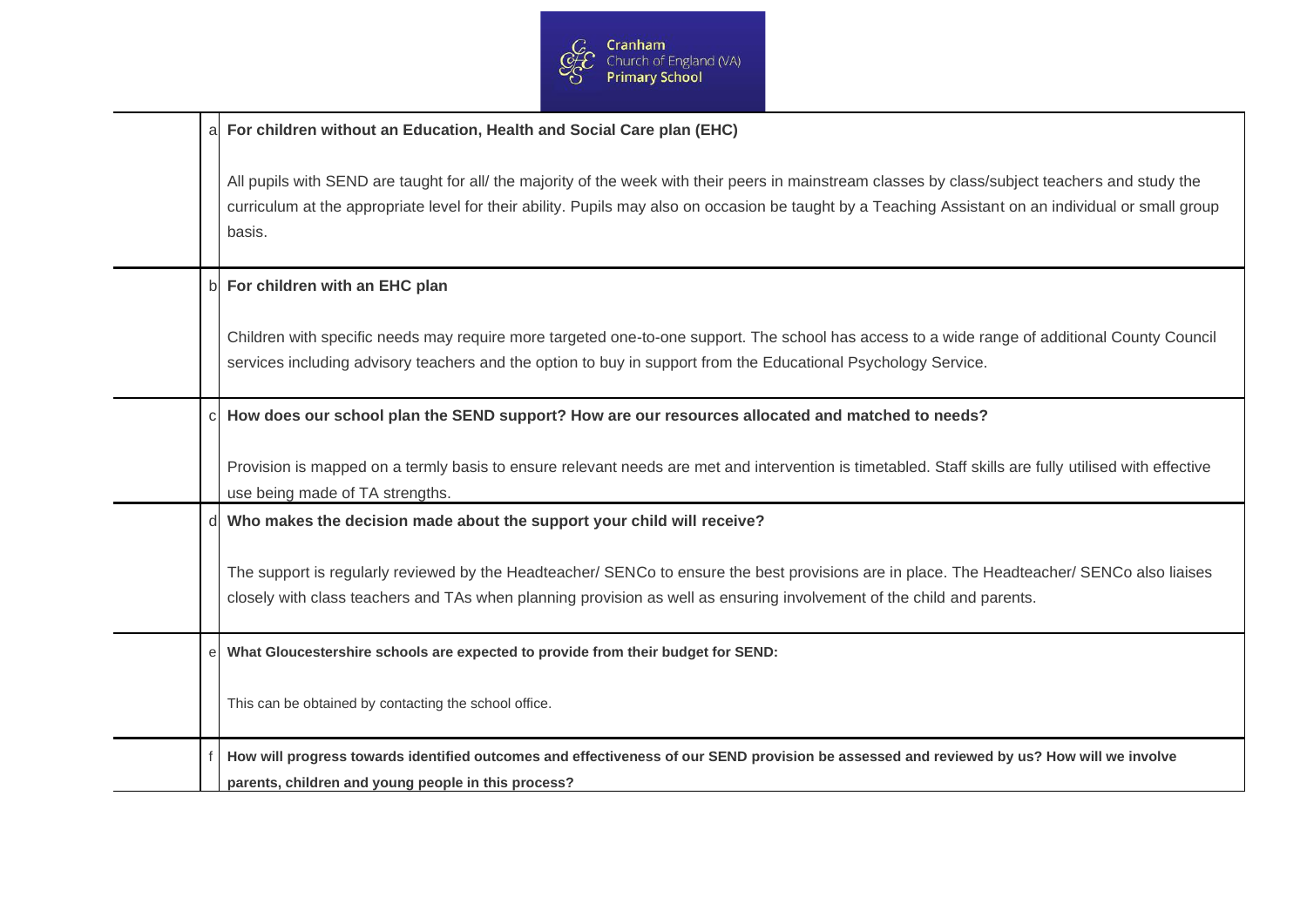| | | |
|---|---|---|
| | a | **For children without an Education, Health and Social Care plan (EHC)**<br><br>All pupils with SEND are taught for all/ the majority of the week with their peers in mainstream classes by class/subject teachers and study the curriculum at the appropriate level for their ability. Pupils may also on occasion be taught by a Teaching Assistant on an individual or small group basis. |
| | b | **For children with an EHC plan**<br><br>Children with specific needs may require more targeted one-to-one support. The school has access to a wide range of additional County Council services including advisory teachers and the option to buy in support from the Educational Psychology Service. |
| | c | **How does our school plan the SEND support? How are our resources allocated and matched to needs?**<br><br>Provision is mapped on a termly basis to ensure relevant needs are met and intervention is timetabled. Staff skills are fully utilised with effective use being made of TA strengths. |
| | d | **Who makes the decision made about the support your child will receive?**<br><br>The support is regularly reviewed by the Headteacher/ SENCo to ensure the best provisions are in place. The Headteacher/ SENCo also liaises closely with class teachers and TAs when planning provision as well as ensuring involvement of the child and parents. |
| | e | **What Gloucestershire schools are expected to provide from their budget for SEND:**<br><br>This can be obtained by contacting the school office. |
| | f | **How will progress towards identified outcomes and effectiveness of our SEND provision be assessed and reviewed by us? How will we involve parents, children and young people in this process?** |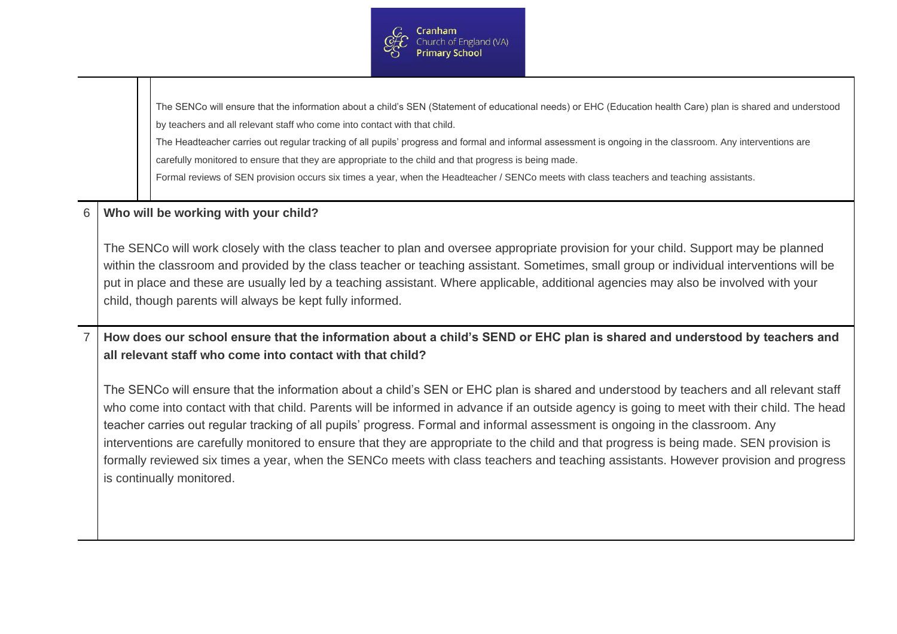The SENCo will ensure that the information about a child's SEN (Statement of educational needs) or EHC (Education health Care) plan is shared and understood by teachers and all relevant staff who come into contact with that child.

The Headteacher carries out regular tracking of all pupils' progress and formal and informal assessment is ongoing in the classroom. Any interventions are carefully monitored to ensure that they are appropriate to the child and that progress is being made.

Formal reviews of SEN provision occurs six times a year, when the Headteacher / SENCo meets with class teachers and teaching assistants.

## 6 Who will be working with your child?

The SENCo will work closely with the class teacher to plan and oversee appropriate provision for your child. Support may be planned within the classroom and provided by the class teacher or teaching assistant. Sometimes, small group or individual interventions will be put in place and these are usually led by a teaching assistant. Where applicable, additional agencies may also be involved with your child, though parents will always be kept fully informed.

## 7 How does our school ensure that the information about a child's SEND or EHC plan is shared and understood by teachers and all relevant staff who come into contact with that child?

The SENCo will ensure that the information about a child's SEN or EHC plan is shared and understood by teachers and all relevant staff who come into contact with that child. Parents will be informed in advance if an outside agency is going to meet with their child. The head teacher carries out regular tracking of all pupils' progress. Formal and informal assessment is ongoing in the classroom. Any interventions are carefully monitored to ensure that they are appropriate to the child and that progress is being made. SEN provision is formally reviewed six times a year, when the SENCo meets with class teachers and teaching assistants. However provision and progress is continually monitored.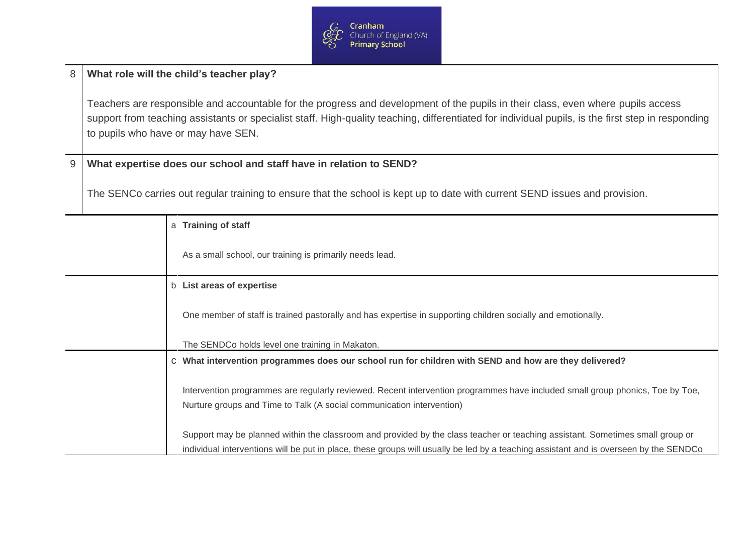| | |
|---|---|
| 8 | **What role will the child's teacher play?**<br><br>Teachers are responsible and accountable for the progress and development of the pupils in their class, even where pupils access support from teaching assistants or specialist staff. High-quality teaching, differentiated for individual pupils, is the first step in responding to pupils who have or may have SEN. |
| 9 | **What expertise does our school and staff have in relation to SEND?**<br><br>The SENCo carries out regular training to ensure that the school is kept up to date with current SEND issues and provision. |

| | |
|---|---|
| a | **Training of staff**<br><br>As a small school, our training is primarily needs lead. |
| b | **List areas of expertise**<br><br>One member of staff is trained pastorally and has expertise in supporting children socially and emotionally.<br><br>The SENDCo holds level one training in Makaton. |
| c | **What intervention programmes does our school run for children with SEND and how are they delivered?**<br><br>Intervention programmes are regularly reviewed. Recent intervention programmes have included small group phonics, Toe by Toe, Nurture groups and Time to Talk (A social communication intervention)<br><br>Support may be planned within the classroom and provided by the class teacher or teaching assistant. Sometimes small group or individual interventions will be put in place, these groups will usually be led by a teaching assistant and is overseen by the SENDCo |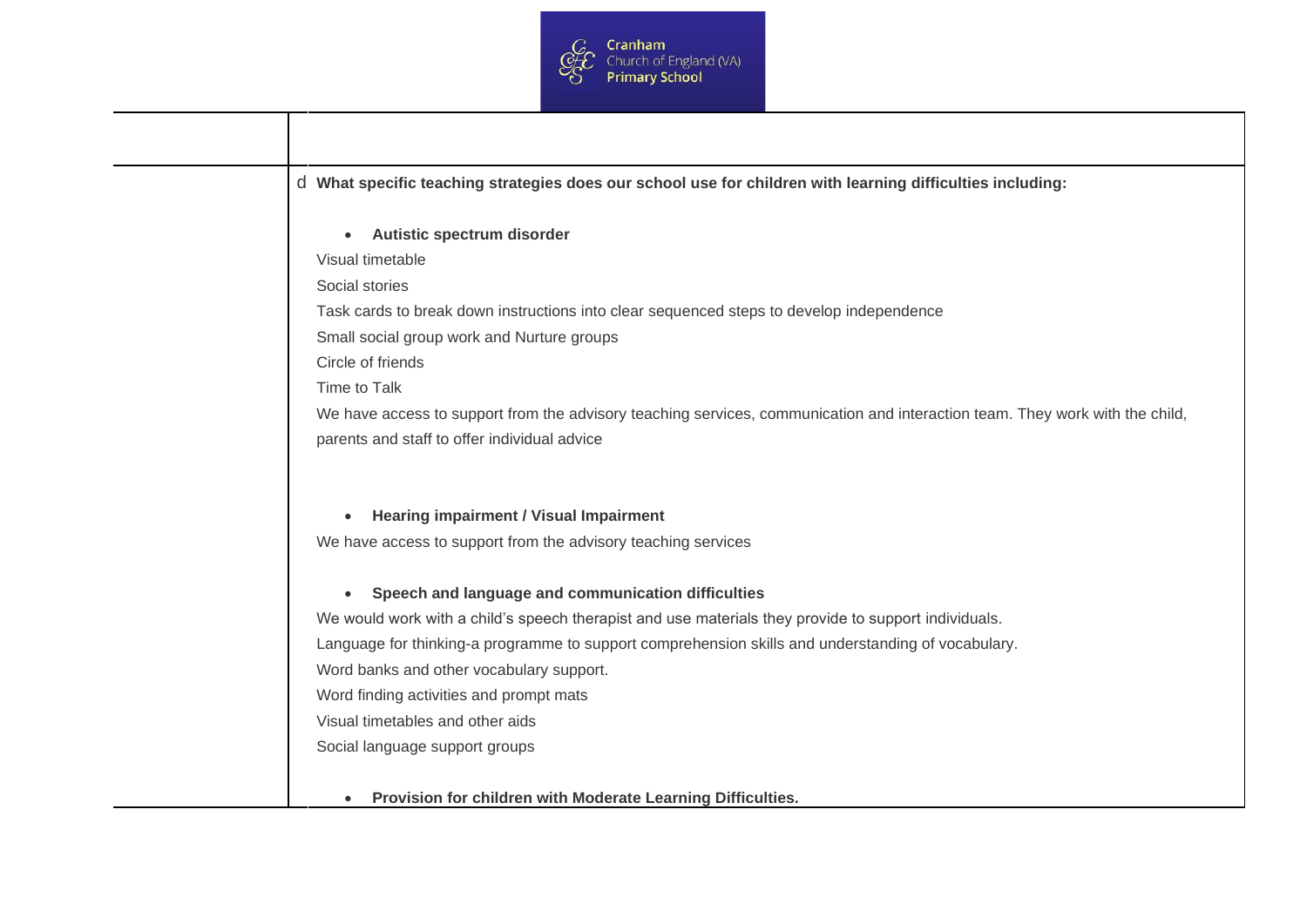d **What specific teaching strategies does our school use for children with learning difficulties including:**

- **Autistic spectrum disorder**

Visual timetable

Social stories

Task cards to break down instructions into clear sequenced steps to develop independence

Small social group work and Nurture groups

Circle of friends

Time to Talk

We have access to support from the advisory teaching services, communication and interaction team. They work with the child, parents and staff to offer individual advice

- **Hearing impairment / Visual Impairment**

We have access to support from the advisory teaching services

- **Speech and language and communication difficulties**

We would work with a child's speech therapist and use materials they provide to support individuals.

Language for thinking-a programme to support comprehension skills and understanding of vocabulary.

Word banks and other vocabulary support.

Word finding activities and prompt mats

Visual timetables and other aids

Social language support groups

- **Provision for children with Moderate Learning Difficulties.**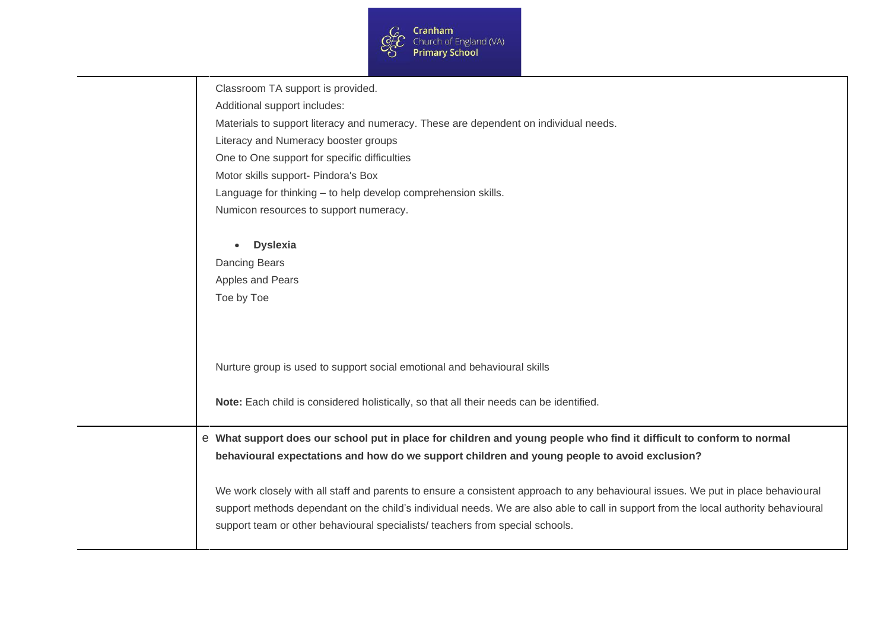| | |
|---|---|
| | Classroom TA support is provided.<br>Additional support includes:<br>Materials to support literacy and numeracy. These are dependent on individual needs.<br>Literacy and Numeracy booster groups<br>One to One support for specific difficulties<br>Motor skills support- Pindora's Box<br>Language for thinking – to help develop comprehension skills.<br>Numicon resources to support numeracy.<br><br>• **Dyslexia**<br>Dancing Bears<br>Apples and Pears<br>Toe by Toe<br><br>Nurture group is used to support social emotional and behavioural skills<br><br>**Note:** Each child is considered holistically, so that all their needs can be identified. |
| | e **What support does our school put in place for children and young people who find it difficult to conform to normal behavioural expectations and how do we support children and young people to avoid exclusion?**<br><br>We work closely with all staff and parents to ensure a consistent approach to any behavioural issues. We put in place behavioural support methods dependant on the child's individual needs. We are also able to call in support from the local authority behavioural support team or other behavioural specialists/ teachers from special schools. |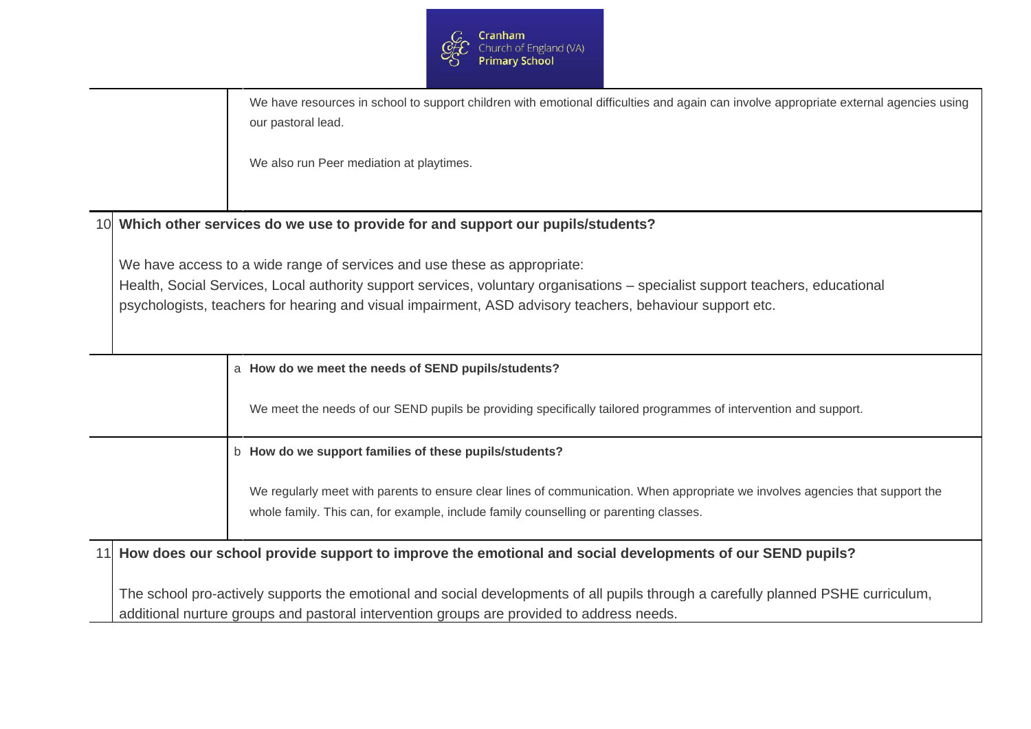| | |
|---|---|
| | We have resources in school to support children with emotional difficulties and again can involve appropriate external agencies using our pastoral lead.<br><br>We also run Peer mediation at playtimes. |

**10 Which other services do we use to provide for and support our pupils/students?**

We have access to a wide range of services and use these as appropriate:
Health, Social Services, Local authority support services, voluntary organisations – specialist support teachers, educational psychologists, teachers for hearing and visual impairment, ASD advisory teachers, behaviour support etc.

| | |
|---|---|
| | a **How do we meet the needs of SEND pupils/students?**<br><br>We meet the needs of our SEND pupils be providing specifically tailored programmes of intervention and support. |
| | b **How do we support families of these pupils/students?**<br><br>We regularly meet with parents to ensure clear lines of communication. When appropriate we involves agencies that support the whole family. This can, for example, include family counselling or parenting classes. |

**11 How does our school provide support to improve the emotional and social developments of our SEND pupils?**

The school pro-actively supports the emotional and social developments of all pupils through a carefully planned PSHE curriculum, additional nurture groups and pastoral intervention groups are provided to address needs.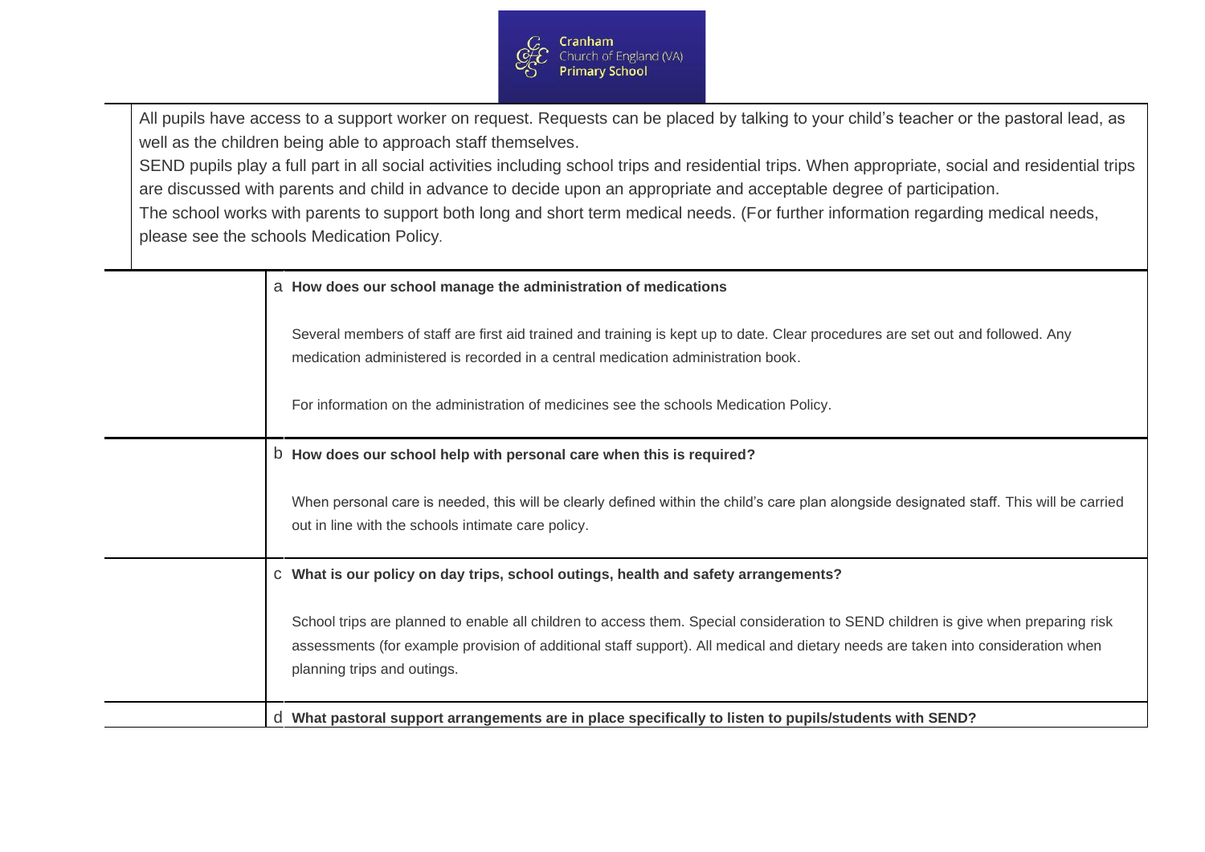All pupils have access to a support worker on request. Requests can be placed by talking to your child's teacher or the pastoral lead, as well as the children being able to approach staff themselves.

SEND pupils play a full part in all social activities including school trips and residential trips. When appropriate, social and residential trips are discussed with parents and child in advance to decide upon an appropriate and acceptable degree of participation.

The school works with parents to support both long and short term medical needs. (For further information regarding medical needs, please see the schools Medication Policy.

**a How does our school manage the administration of medications**

Several members of staff are first aid trained and training is kept up to date. Clear procedures are set out and followed. Any medication administered is recorded in a central medication administration book.

For information on the administration of medicines see the schools Medication Policy.

**b How does our school help with personal care when this is required?**

When personal care is needed, this will be clearly defined within the child's care plan alongside designated staff. This will be carried out in line with the schools intimate care policy.

**c What is our policy on day trips, school outings, health and safety arrangements?**

School trips are planned to enable all children to access them. Special consideration to SEND children is give when preparing risk assessments (for example provision of additional staff support). All medical and dietary needs are taken into consideration when planning trips and outings.

**d What pastoral support arrangements are in place specifically to listen to pupils/students with SEND?**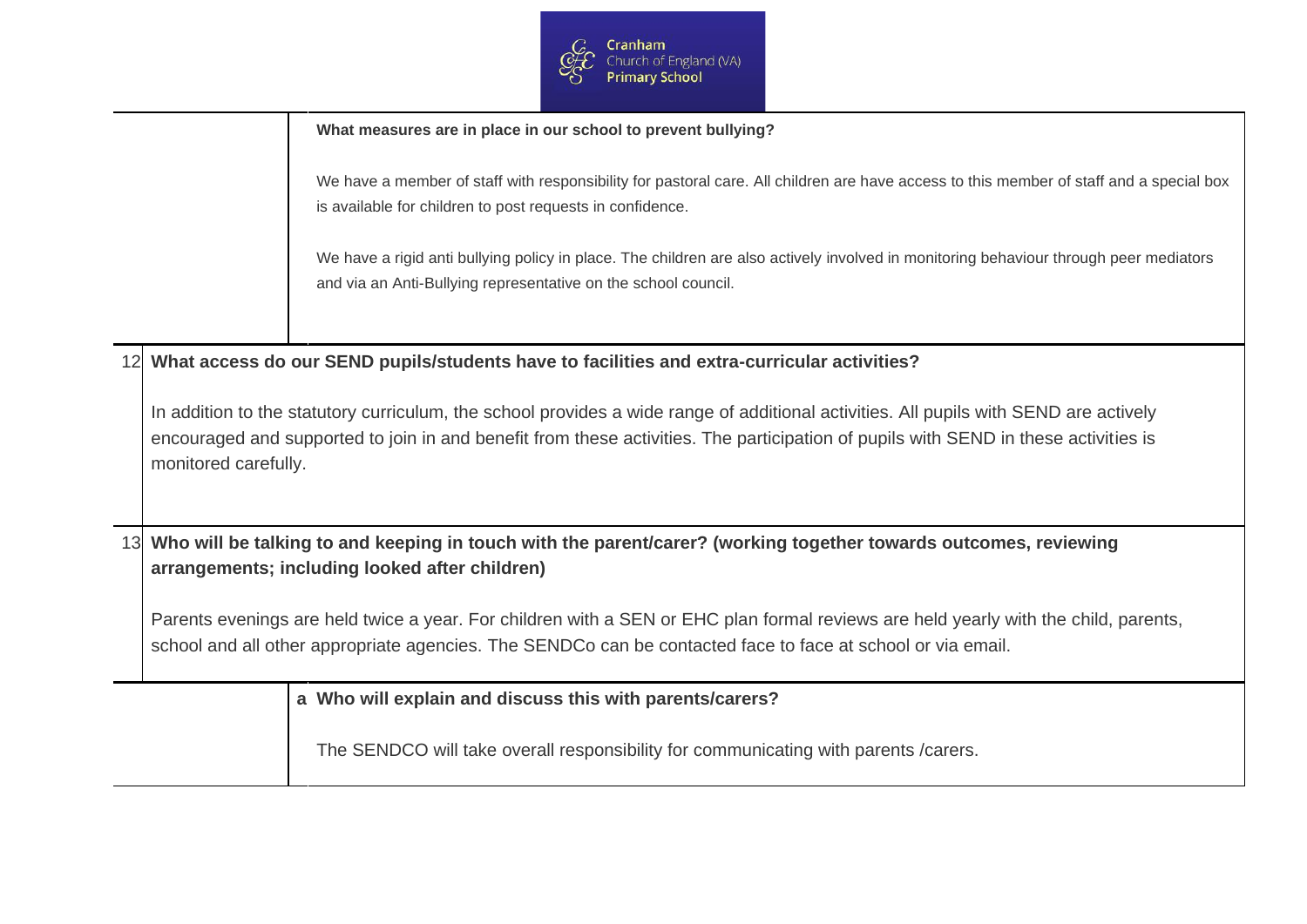**What measures are in place in our school to prevent bullying?**

We have a member of staff with responsibility for pastoral care. All children are have access to this member of staff and a special box is available for children to post requests in confidence.

We have a rigid anti bullying policy in place. The children are also actively involved in monitoring behaviour through peer mediators and via an Anti-Bullying representative on the school council.

## 12 What access do our SEND pupils/students have to facilities and extra-curricular activities?

In addition to the statutory curriculum, the school provides a wide range of additional activities. All pupils with SEND are actively encouraged and supported to join in and benefit from these activities. The participation of pupils with SEND in these activities is monitored carefully.

## 13 Who will be talking to and keeping in touch with the parent/carer? (working together towards outcomes, reviewing arrangements; including looked after children)

Parents evenings are held twice a year. For children with a SEN or EHC plan formal reviews are held yearly with the child, parents, school and all other appropriate agencies. The SENDCo can be contacted face to face at school or via email.

### a Who will explain and discuss this with parents/carers?

The SENDCO will take overall responsibility for communicating with parents /carers.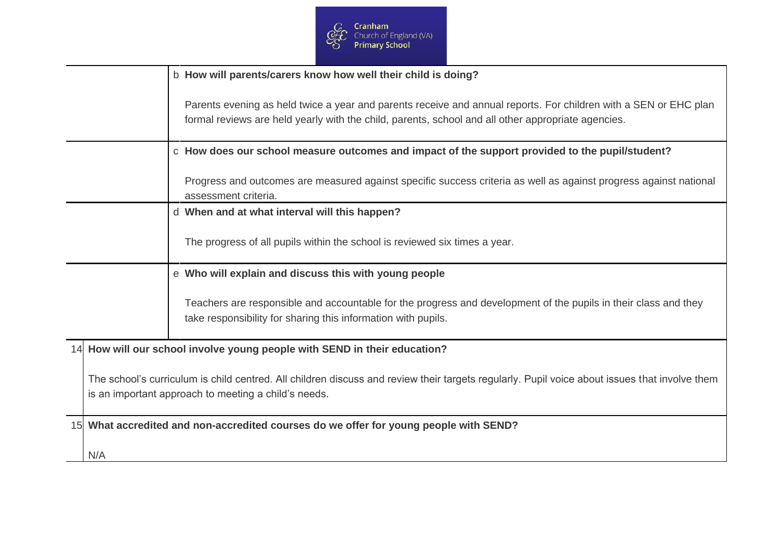| | | |
|---|---|---|
| | b | **How will parents/carers know how well their child is doing?**<br><br>Parents evening as held twice a year and parents receive and annual reports. For children with a SEN or EHC plan formal reviews are held yearly with the child, parents, school and all other appropriate agencies. |
| | c | **How does our school measure outcomes and impact of the support provided to the pupil/student?**<br><br>Progress and outcomes are measured against specific success criteria as well as against progress against national assessment criteria. |
| | d | **When and at what interval will this happen?**<br><br>The progress of all pupils within the school is reviewed six times a year. |
| | e | **Who will explain and discuss this with young people**<br><br>Teachers are responsible and accountable for the progress and development of the pupils in their class and they take responsibility for sharing this information with pupils. |

| | |
|---|---|
| 14 | **How will our school involve young people with SEND in their education?**<br><br>The school's curriculum is child centred. All children discuss and review their targets regularly. Pupil voice about issues that involve them is an important approach to meeting a child's needs. |
| 15 | **What accredited and non-accredited courses do we offer for young people with SEND?**<br><br>N/A |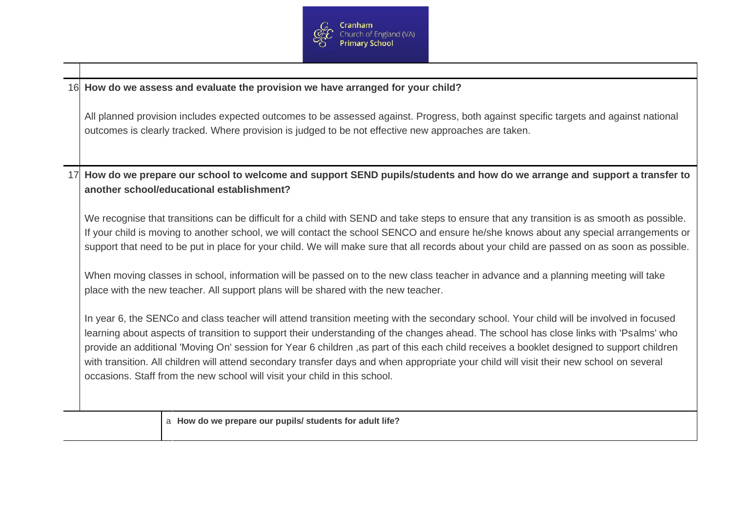**16 How do we assess and evaluate the provision we have arranged for your child?**

All planned provision includes expected outcomes to be assessed against. Progress, both against specific targets and against national outcomes is clearly tracked. Where provision is judged to be not effective new approaches are taken.

**17 How do we prepare our school to welcome and support SEND pupils/students and how do we arrange and support a transfer to another school/educational establishment?**

We recognise that transitions can be difficult for a child with SEND and take steps to ensure that any transition is as smooth as possible. If your child is moving to another school, we will contact the school SENCO and ensure he/she knows about any special arrangements or support that need to be put in place for your child. We will make sure that all records about your child are passed on as soon as possible.

When moving classes in school, information will be passed on to the new class teacher in advance and a planning meeting will take place with the new teacher. All support plans will be shared with the new teacher.

In year 6, the SENCo and class teacher will attend transition meeting with the secondary school. Your child will be involved in focused learning about aspects of transition to support their understanding of the changes ahead. The school has close links with 'Psalms' who provide an additional 'Moving On' session for Year 6 children ,as part of this each child receives a booklet designed to support children with transition. All children will attend secondary transfer days and when appropriate your child will visit their new school on several occasions. Staff from the new school will visit your child in this school.

a **How do we prepare our pupils/ students for adult life?**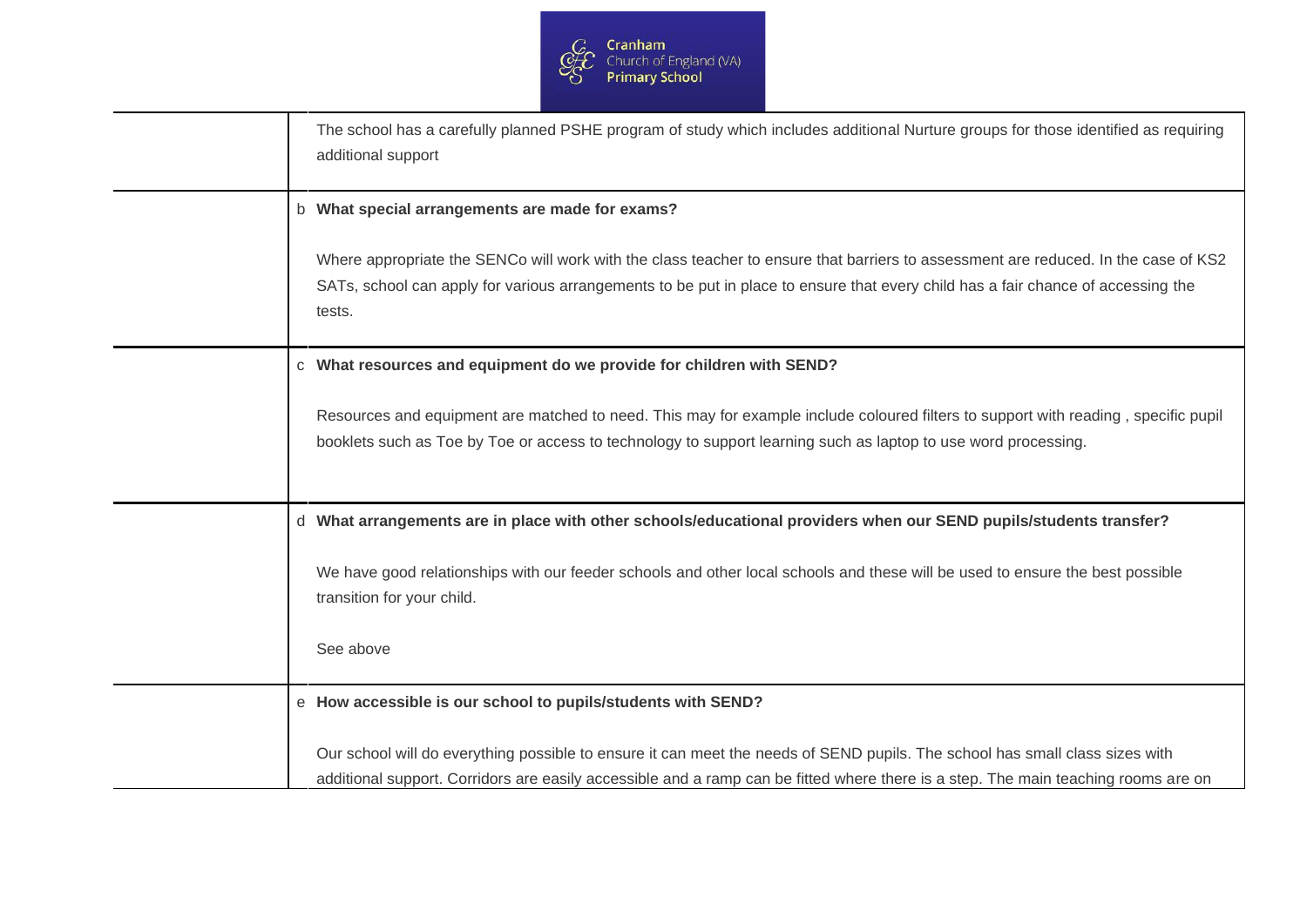| | |
|---|---|
| | The school has a carefully planned PSHE program of study which includes additional Nurture groups for those identified as requiring additional support |
| | b **What special arrangements are made for exams?**<br><br>Where appropriate the SENCo will work with the class teacher to ensure that barriers to assessment are reduced. In the case of KS2 SATs, school can apply for various arrangements to be put in place to ensure that every child has a fair chance of accessing the tests. |
| | c **What resources and equipment do we provide for children with SEND?**<br><br>Resources and equipment are matched to need. This may for example include coloured filters to support with reading , specific pupil booklets such as Toe by Toe or access to technology to support learning such as laptop to use word processing. |
| | d **What arrangements are in place with other schools/educational providers when our SEND pupils/students transfer?**<br><br>We have good relationships with our feeder schools and other local schools and these will be used to ensure the best possible transition for your child.<br><br>See above |
| | e **How accessible is our school to pupils/students with SEND?**<br><br>Our school will do everything possible to ensure it can meet the needs of SEND pupils. The school has small class sizes with additional support. Corridors are easily accessible and a ramp can be fitted where there is a step. The main teaching rooms are on |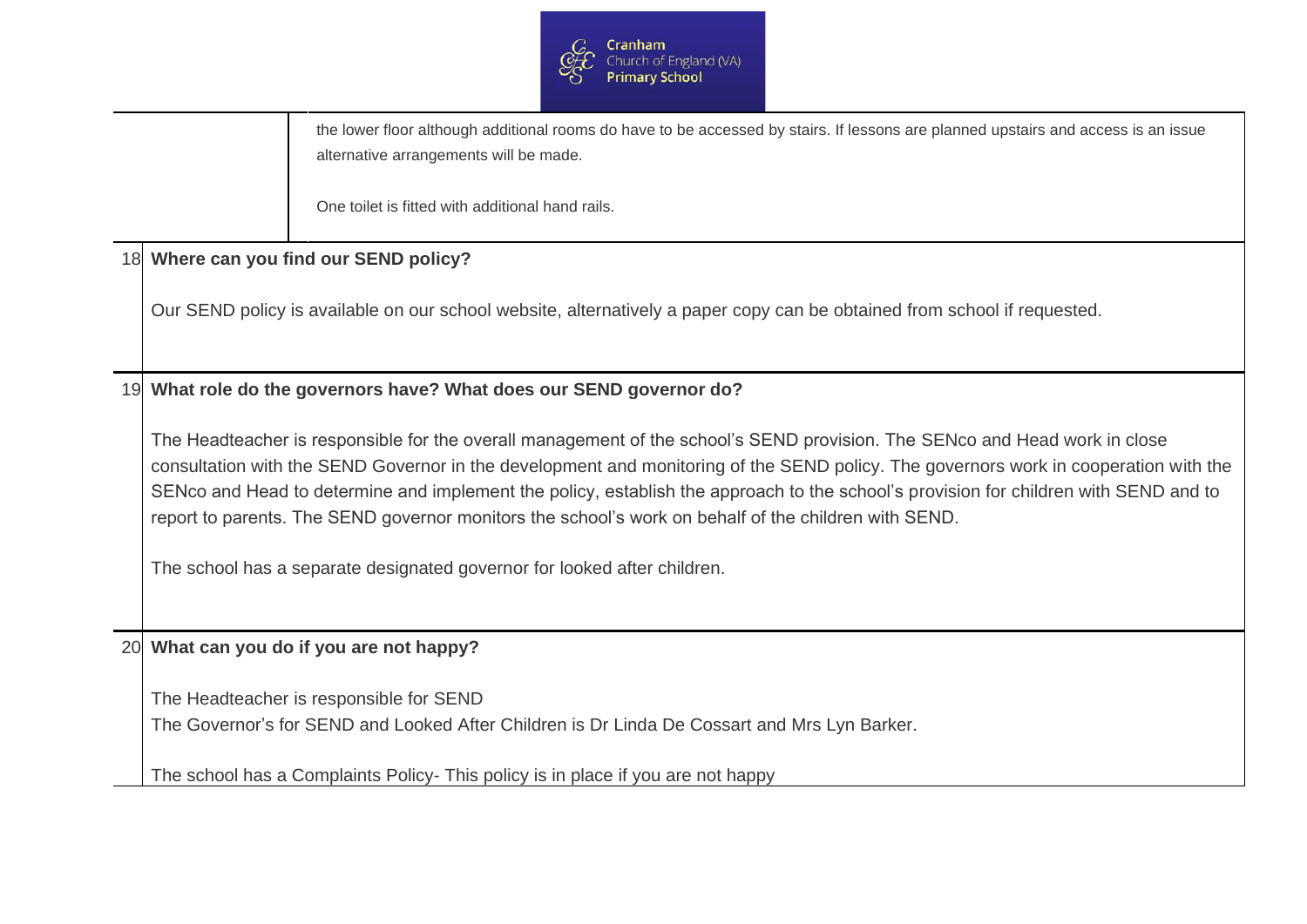| | |
|---|---|
| | the lower floor although additional rooms do have to be accessed by stairs. If lessons are planned upstairs and access is an issue alternative arrangements will be made.<br><br>One toilet is fitted with additional hand rails. |

| | |
|---|---|
| 18 | **Where can you find our SEND policy?**<br><br>Our SEND policy is available on our school website, alternatively a paper copy can be obtained from school if requested. |
| 19 | **What role do the governors have? What does our SEND governor do?**<br><br>The Headteacher is responsible for the overall management of the school's SEND provision. The SENco and Head work in close consultation with the SEND Governor in the development and monitoring of the SEND policy. The governors work in cooperation with the SENco and Head to determine and implement the policy, establish the approach to the school's provision for children with SEND and to report to parents. The SEND governor monitors the school's work on behalf of the children with SEND.<br><br>The school has a separate designated governor for looked after children. |
| 20 | **What can you do if you are not happy?**<br><br>The Headteacher is responsible for SEND<br>The Governor's for SEND and Looked After Children is Dr Linda De Cossart and Mrs Lyn Barker.<br><br>The school has a Complaints Policy- This policy is in place if you are not happy |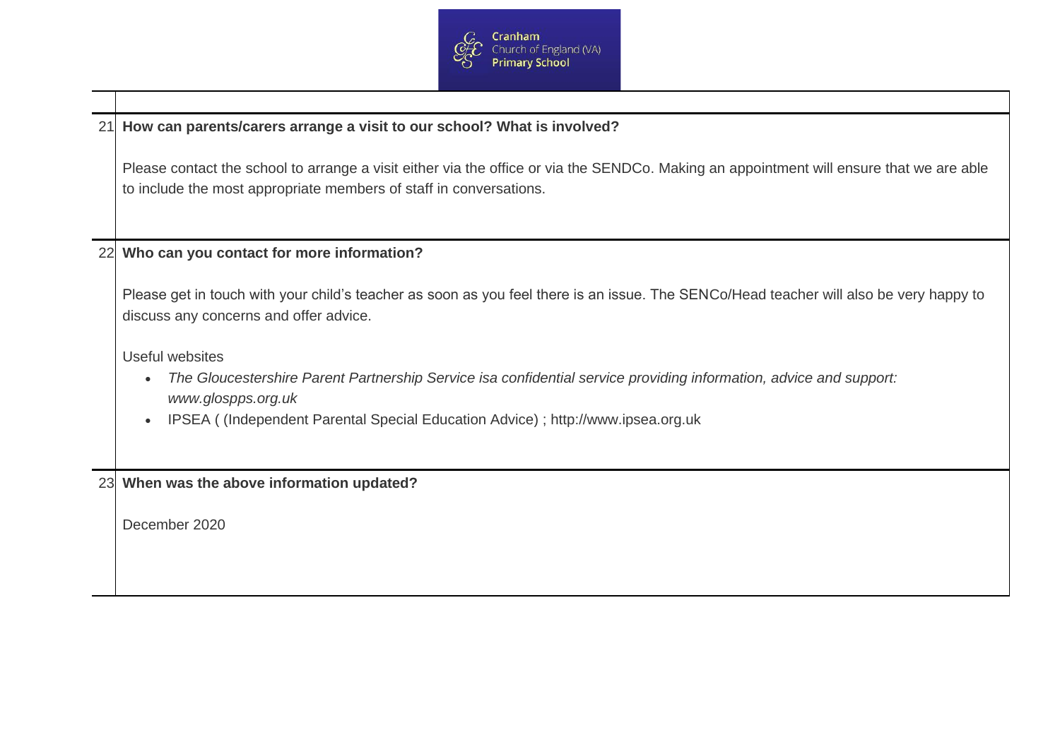| | |
|---|---|
| 21 | **How can parents/carers arrange a visit to our school? What is involved?**<br><br>Please contact the school to arrange a visit either via the office or via the SENDCo. Making an appointment will ensure that we are able to include the most appropriate members of staff in conversations. |
| 22 | **Who can you contact for more information?**<br><br>Please get in touch with your child's teacher as soon as you feel there is an issue. The SENCo/Head teacher will also be very happy to discuss any concerns and offer advice.<br><br>Useful websites<br>• *The Gloucestershire Parent Partnership Service isa confidential service providing information, advice and support: www.glospps.org.uk*<br>• IPSEA ( (Independent Parental Special Education Advice) ; http://www.ipsea.org.uk |
| 23 | **When was the above information updated?**<br><br>December 2020 |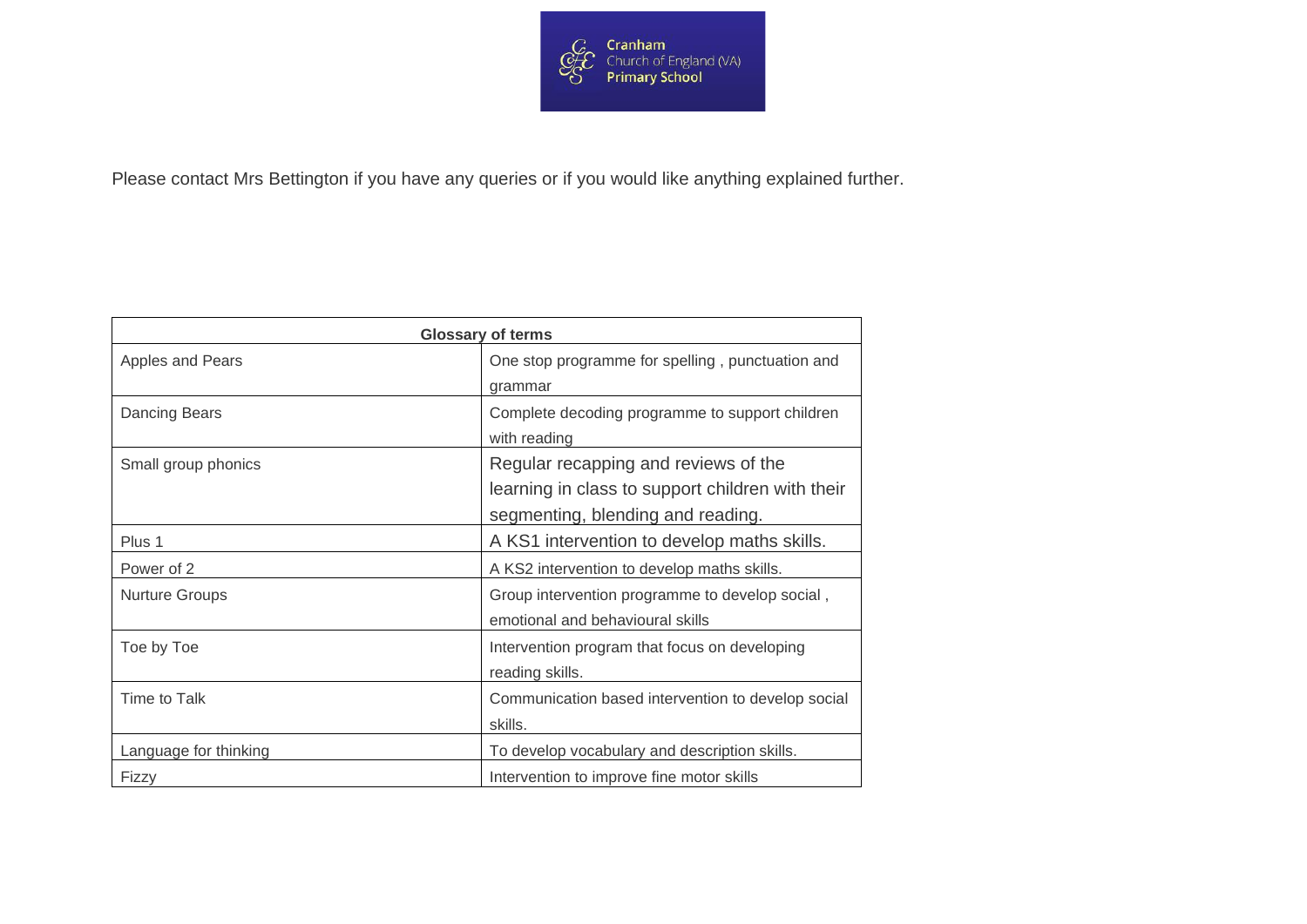Cranham Church of England (VA) Primary School

Please contact Mrs Bettington if you have any queries or if you would like anything explained further.

| Glossary of terms | |
|---|---|
| Apples and Pears | One stop programme for spelling , punctuation and grammar |
| Dancing Bears | Complete decoding programme to support children with reading |
| Small group phonics | Regular recapping and reviews of the learning in class to support children with their segmenting, blending and reading. |
| Plus 1 | A KS1 intervention to develop maths skills. |
| Power of 2 | A KS2 intervention to develop maths skills. |
| Nurture Groups | Group intervention programme to develop social , emotional and behavioural skills |
| Toe by Toe | Intervention program that focus on developing reading skills. |
| Time to Talk | Communication based intervention to develop social skills. |
| Language for thinking | To develop vocabulary and description skills. |
| Fizzy | Intervention to improve fine motor skills |